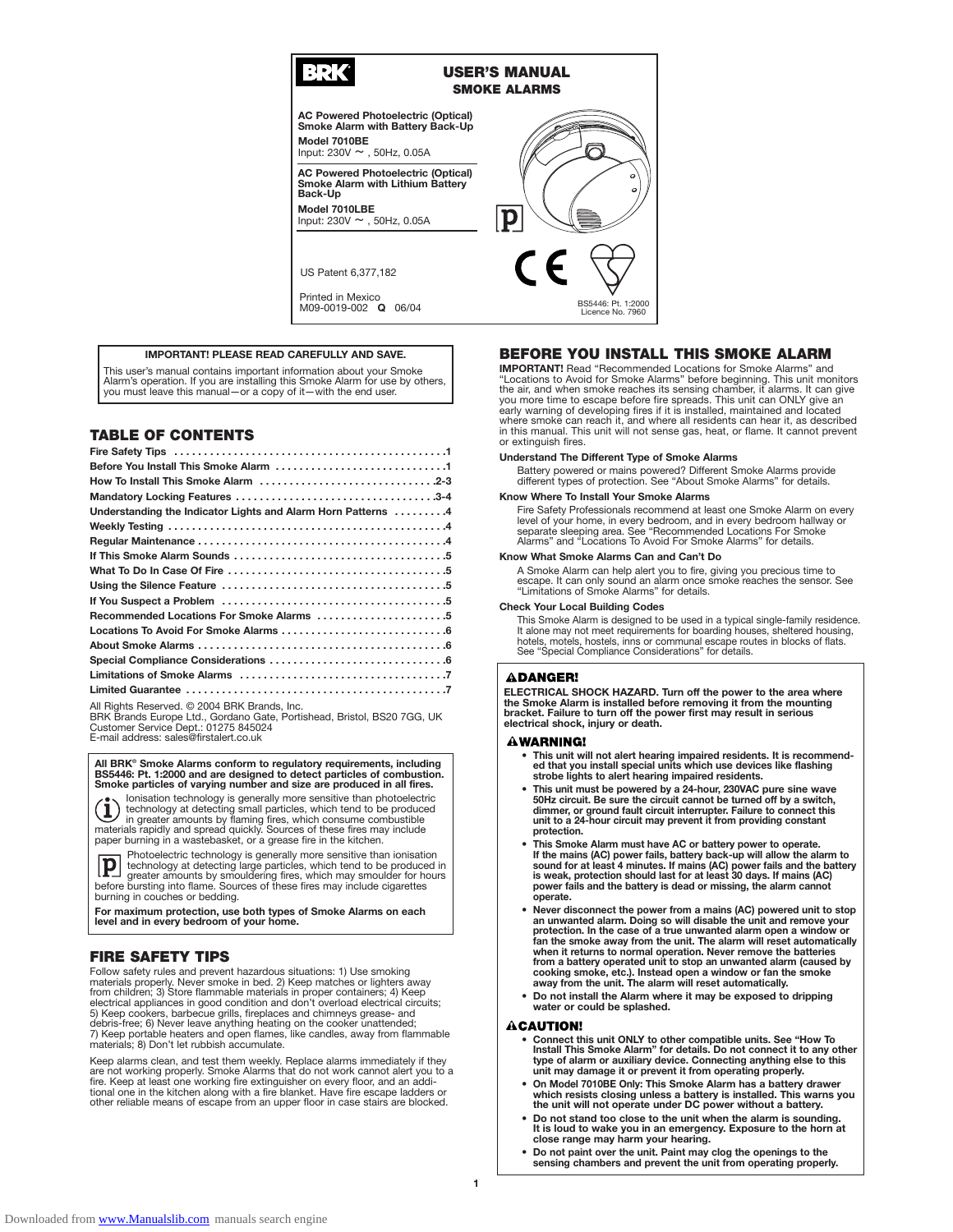# BRK

## USER'S MANUAL
## SMOKE ALARMS

**AC Powered Photoelectric (Optical) Smoke Alarm with Battery Back-Up**
**Model 7010BE**
Input: 230V ~ , 50Hz, 0.05A

**AC Powered Photoelectric (Optical) Smoke Alarm with Lithium Battery Back-Up**
**Model 7010LBE**
Input: 230V ~ , 50Hz, 0.05A

US Patent 6,377,182

Printed in Mexico
M09-0019-002 **Q** 06/04

BS5446: Pt. 1:2000
Licence No. 7960

**IMPORTANT! PLEASE READ CAREFULLY AND SAVE.**

This user's manual contains important information about your Smoke Alarm's operation. If you are installing this Smoke Alarm for use by others, you must leave this manual—or a copy of it—with the end user.

## TABLE OF CONTENTS

| | |
|---|---|
| **Fire Safety Tips** | **1** |
| **Before You Install This Smoke Alarm** | **1** |
| **How To Install This Smoke Alarm** | **2-3** |
| **Mandatory Locking Features** | **3-4** |
| **Understanding the Indicator Lights and Alarm Horn Patterns** | **4** |
| **Weekly Testing** | **4** |
| **Regular Maintenance** | **4** |
| **If This Smoke Alarm Sounds** | **5** |
| **What To Do In Case Of Fire** | **5** |
| **Using the Silence Feature** | **5** |
| **If You Suspect a Problem** | **5** |
| **Recommended Locations For Smoke Alarms** | **5** |
| **Locations To Avoid For Smoke Alarms** | **6** |
| **About Smoke Alarms** | **6** |
| **Special Compliance Considerations** | **6** |
| **Limitations of Smoke Alarms** | **7** |
| **Limited Guarantee** | **7** |

All Rights Reserved. © 2004 BRK Brands, Inc.
BRK Brands Europe Ltd., Gordano Gate, Portishead, Bristol, BS20 7GG, UK
Customer Service Dept.: 01275 845024
E-mail address: sales@firstalert.co.uk

**All BRK® Smoke Alarms conform to regulatory requirements, including BS5446: Pt. 1:2000 and are designed to detect particles of combustion. Smoke particles of varying number and size are produced in all fires.**

Ionisation technology is generally more sensitive than photoelectric technology at detecting small particles, which tend to be produced in greater amounts by flaming fires, which consume combustible materials rapidly and spread quickly. Sources of these fires may include paper burning in a wastebasket, or a grease fire in the kitchen.

Photoelectric technology is generally more sensitive than ionisation technology at detecting large particles, which tend to be produced in greater amounts by smouldering fires, which may smoulder for hours before bursting into flame. Sources of these fires may include cigarettes burning in couches or bedding.

**For maximum protection, use both types of Smoke Alarms on each level and in every bedroom of your home.**

## FIRE SAFETY TIPS

Follow safety rules and prevent hazardous situations: 1) Use smoking materials properly. Never smoke in bed. 2) Keep matches or lighters away from children; 3) Store flammable materials in proper containers; 4) Keep electrical appliances in good condition and don't overload electrical circuits; 5) Keep cookers, barbecue grills, fireplaces and chimneys grease- and debris-free; 6) Never leave anything heating on the cooker unattended; 7) Keep portable heaters and open flames, like candles, away from flammable materials; 8) Don't let rubbish accumulate.

Keep alarms clean, and test them weekly. Replace alarms immediately if they are not working properly. Smoke Alarms that do not work cannot alert you to a fire. Keep at least one working fire extinguisher on every floor, and an additional one in the kitchen along with a fire blanket. Have fire escape ladders or other reliable means of escape from an upper floor in case stairs are blocked.

## BEFORE YOU INSTALL THIS SMOKE ALARM

**IMPORTANT!** Read "Recommended Locations for Smoke Alarms" and "Locations to Avoid for Smoke Alarms" before beginning. This unit monitors the air, and when smoke reaches its sensing chamber, it alarms. It can give you more time to escape before fire spreads. This unit can ONLY give an early warning of developing fires if it is installed, maintained and located where smoke can reach it, and where all residents can hear it, as described in this manual. This unit will not sense gas, heat, or flame. It cannot prevent or extinguish fires.

**Understand The Different Type of Smoke Alarms**

Battery powered or mains powered? Different Smoke Alarms provide different types of protection. See "About Smoke Alarms" for details.

**Know Where To Install Your Smoke Alarms**

Fire Safety Professionals recommend at least one Smoke Alarm on every level of your home, in every bedroom, and in every bedroom hallway or separate sleeping area. See "Recommended Locations For Smoke Alarms" and "Locations To Avoid For Smoke Alarms" for details.

**Know What Smoke Alarms Can and Can't Do**

A Smoke Alarm can help alert you to fire, giving you precious time to escape. It can only sound an alarm once smoke reaches the sensor. See "Limitations of Smoke Alarms" for details.

**Check Your Local Building Codes**

This Smoke Alarm is designed to be used in a typical single-family residence. It alone may not meet requirements for boarding houses, sheltered housing, hotels, motels, hostels, inns or communal escape routes in blocks of flats. See "Special Compliance Considerations" for details.

**⚠DANGER!**

**ELECTRICAL SHOCK HAZARD. Turn off the power to the area where the Smoke Alarm is installed before removing it from the mounting bracket. Failure to turn off the power first may result in serious electrical shock, injury or death.**

**⚠WARNING!**

- **This unit will not alert hearing impaired residents. It is recommended that you install special units which use devices like flashing strobe lights to alert hearing impaired residents.**
- **This unit must be powered by a 24-hour, 230VAC pure sine wave 50Hz circuit. Be sure the circuit cannot be turned off by a switch, dimmer, or ground fault circuit interrupter. Failure to connect this unit to a 24-hour circuit may prevent it from providing constant protection.**
- **This Smoke Alarm must have AC or battery power to operate. If the mains (AC) power fails, battery back-up will allow the alarm to sound for at least 4 minutes. If mains (AC) power fails and the battery is weak, protection should last for at least 30 days. If mains (AC) power fails and the battery is dead or missing, the alarm cannot operate.**
- **Never disconnect the power from a mains (AC) powered unit to stop an unwanted alarm. Doing so will disable the unit and remove your protection. In the case of a true unwanted alarm open a window or fan the smoke away from the unit. The alarm will reset automatically when it returns to normal operation. Never remove the batteries from a battery operated unit to stop an unwanted alarm (caused by cooking smoke, etc.). Instead open a window or fan the smoke away from the unit. The alarm will reset automatically.**
- **Do not install the Alarm where it may be exposed to dripping water or could be splashed.**

**⚠CAUTION!**

- **Connect this unit ONLY to other compatible units. See "How To Install This Smoke Alarm" for details. Do not connect it to any other type of alarm or auxiliary device. Connecting anything else to this unit may damage it or prevent it from operating properly.**
- **On Model 7010BE Only: This Smoke Alarm has a battery drawer which resists closing unless a battery is installed. This warns you the unit will not operate under DC power without a battery.**
- **Do not stand too close to the unit when the alarm is sounding. It is loud to wake you in an emergency. Exposure to the horn at close range may harm your hearing.**
- **Do not paint over the unit. Paint may clog the openings to the sensing chambers and prevent the unit from operating properly.**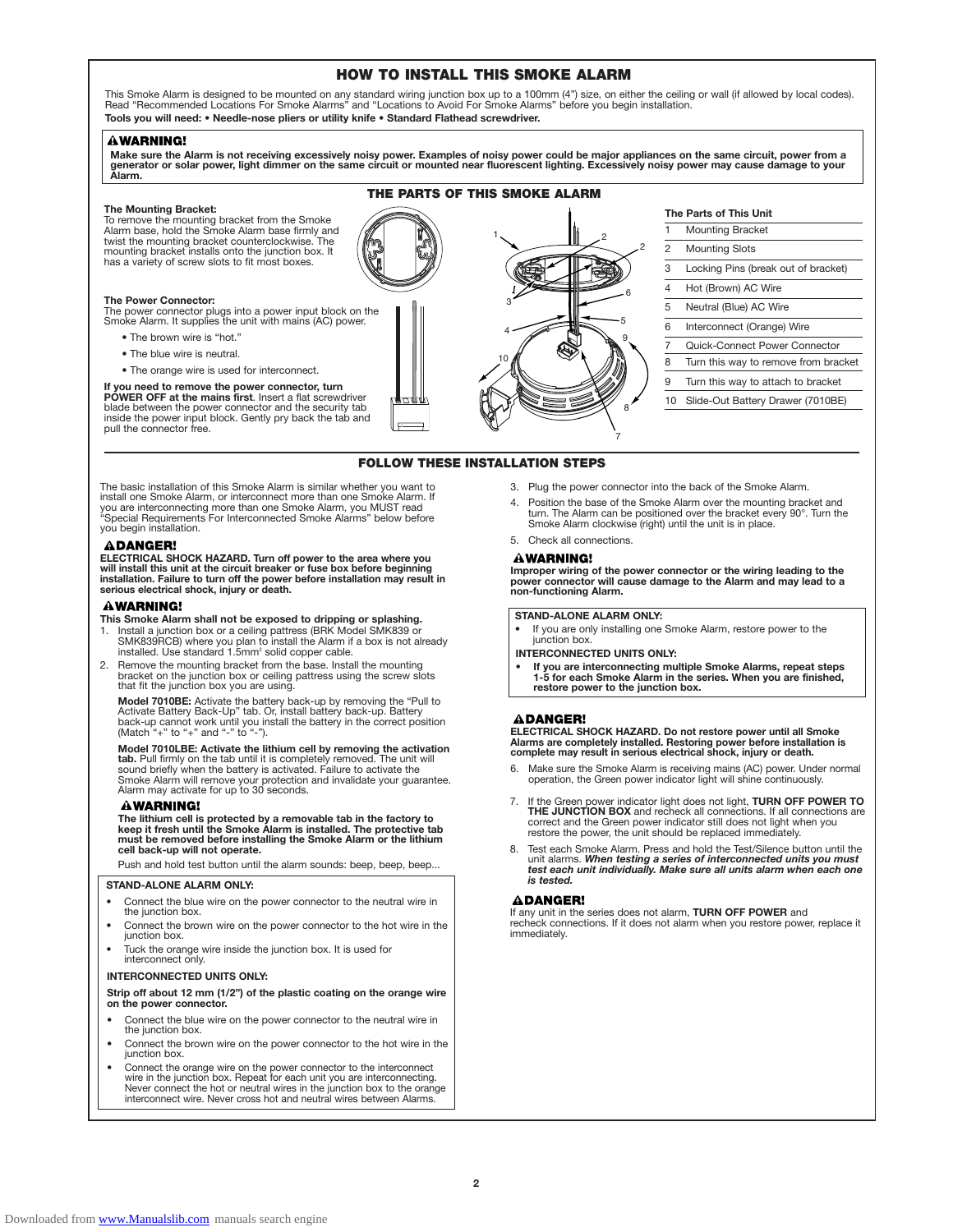# HOW TO INSTALL THIS SMOKE ALARM

This Smoke Alarm is designed to be mounted on any standard wiring junction box up to a 100mm (4") size, on either the ceiling or wall (if allowed by local codes). Read "Recommended Locations For Smoke Alarms" and "Locations to Avoid For Smoke Alarms" before you begin installation.

**Tools you will need: • Needle-nose pliers or utility knife • Standard Flathead screwdriver.**

**⚠WARNING!**

**Make sure the Alarm is not receiving excessively noisy power. Examples of noisy power could be major appliances on the same circuit, power from a generator or solar power, light dimmer on the same circuit or mounted near fluorescent lighting. Excessively noisy power may cause damage to your Alarm.**

## THE PARTS OF THIS SMOKE ALARM

**The Mounting Bracket:**
To remove the mounting bracket from the Smoke Alarm base, hold the Smoke Alarm base firmly and twist the mounting bracket counterclockwise. The mounting bracket installs onto the junction box. It has a variety of screw slots to fit most boxes.

**The Power Connector:**
The power connector plugs into a power input block on the Smoke Alarm. It supplies the unit with mains (AC) power.

- The brown wire is "hot."
- The blue wire is neutral.
- The orange wire is used for interconnect.

**If you need to remove the power connector, turn POWER OFF at the mains first**. Insert a flat screwdriver blade between the power connector and the security tab inside the power input block. Gently pry back the tab and pull the connector free.

**The Parts of This Unit**

| | |
|---|---|
| 1 | Mounting Bracket |
| 2 | Mounting Slots |
| 3 | Locking Pins (break out of bracket) |
| 4 | Hot (Brown) AC Wire |
| 5 | Neutral (Blue) AC Wire |
| 6 | Interconnect (Orange) Wire |
| 7 | Quick-Connect Power Connector |
| 8 | Turn this way to remove from bracket |
| 9 | Turn this way to attach to bracket |
| 10 | Slide-Out Battery Drawer (7010BE) |

## FOLLOW THESE INSTALLATION STEPS

The basic installation of this Smoke Alarm is similar whether you want to install one Smoke Alarm, or interconnect more than one Smoke Alarm. If you are interconnecting more than one Smoke Alarm, you MUST read "Special Requirements For Interconnected Smoke Alarms" below before you begin installation.

**⚠DANGER!**

**ELECTRICAL SHOCK HAZARD. Turn off power to the area where you will install this unit at the circuit breaker or fuse box before beginning installation. Failure to turn off the power before installation may result in serious electrical shock, injury or death.**

**⚠WARNING!**

**This Smoke Alarm shall not be exposed to dripping or splashing.**

1. Install a junction box or a ceiling pattress (BRK Model SMK839 or SMK839RCB) where you plan to install the Alarm if a box is not already installed. Use standard 1.5mm$^2$ solid copper cable.
2. Remove the mounting bracket from the base. Install the mounting bracket on the junction box or ceiling pattress using the screw slots that fit the junction box you are using.

   **Model 7010BE:** Activate the battery back-up by removing the "Pull to Activate Battery Back-Up" tab. Or, install battery back-up. Battery back-up cannot work until you install the battery in the correct position (Match "+" to "+" and "-" to "-").

   **Model 7010LBE: Activate the lithium cell by removing the activation tab.** Pull firmly on the tab until it is completely removed. The unit will sound briefly when the battery is activated. Failure to activate the Smoke Alarm will remove your protection and invalidate your guarantee. Alarm may activate for up to 30 seconds.

   **⚠WARNING!**

   **The lithium cell is protected by a removable tab in the factory to keep it fresh until the Smoke Alarm is installed. The protective tab must be removed before installing the Smoke Alarm or the lithium cell back-up will not operate.**

   Push and hold test button until the alarm sounds: beep, beep, beep...

**STAND-ALONE ALARM ONLY:**

- Connect the blue wire on the power connector to the neutral wire in the junction box.
- Connect the brown wire on the power connector to the hot wire in the junction box.
- Tuck the orange wire inside the junction box. It is used for interconnect only.

**INTERCONNECTED UNITS ONLY:**

**Strip off about 12 mm (1/2") of the plastic coating on the orange wire on the power connector.**

- Connect the blue wire on the power connector to the neutral wire in the junction box.
- Connect the brown wire on the power connector to the hot wire in the junction box.
- Connect the orange wire on the power connector to the interconnect wire in the junction box. Repeat for each unit you are interconnecting. Never connect the hot or neutral wires in the junction box to the orange interconnect wire. Never cross hot and neutral wires between Alarms.

3. Plug the power connector into the back of the Smoke Alarm.
4. Position the base of the Smoke Alarm over the mounting bracket and turn. The Alarm can be positioned over the bracket every 90°. Turn the Smoke Alarm clockwise (right) until the unit is in place.
5. Check all connections.

**⚠WARNING!**

**Improper wiring of the power connector or the wiring leading to the power connector will cause damage to the Alarm and may lead to a non-functioning Alarm.**

**STAND-ALONE ALARM ONLY:**

- If you are only installing one Smoke Alarm, restore power to the junction box.

**INTERCONNECTED UNITS ONLY:**

- **If you are interconnecting multiple Smoke Alarms, repeat steps 1-5 for each Smoke Alarm in the series. When you are finished, restore power to the junction box.**

**⚠DANGER!**

**ELECTRICAL SHOCK HAZARD. Do not restore power until all Smoke Alarms are completely installed. Restoring power before installation is complete may result in serious electrical shock, injury or death.**

6. Make sure the Smoke Alarm is receiving mains (AC) power. Under normal operation, the Green power indicator light will shine continuously.
7. If the Green power indicator light does not light, **TURN OFF POWER TO THE JUNCTION BOX** and recheck all connections. If all connections are correct and the Green power indicator still does not light when you restore the power, the unit should be replaced immediately.
8. Test each Smoke Alarm. Press and hold the Test/Silence button until the unit alarms. ***When testing a series of interconnected units you must test each unit individually. Make sure all units alarm when each one is tested.***

**⚠DANGER!**

If any unit in the series does not alarm, **TURN OFF POWER** and recheck connections. If it does not alarm when you restore power, replace it immediately.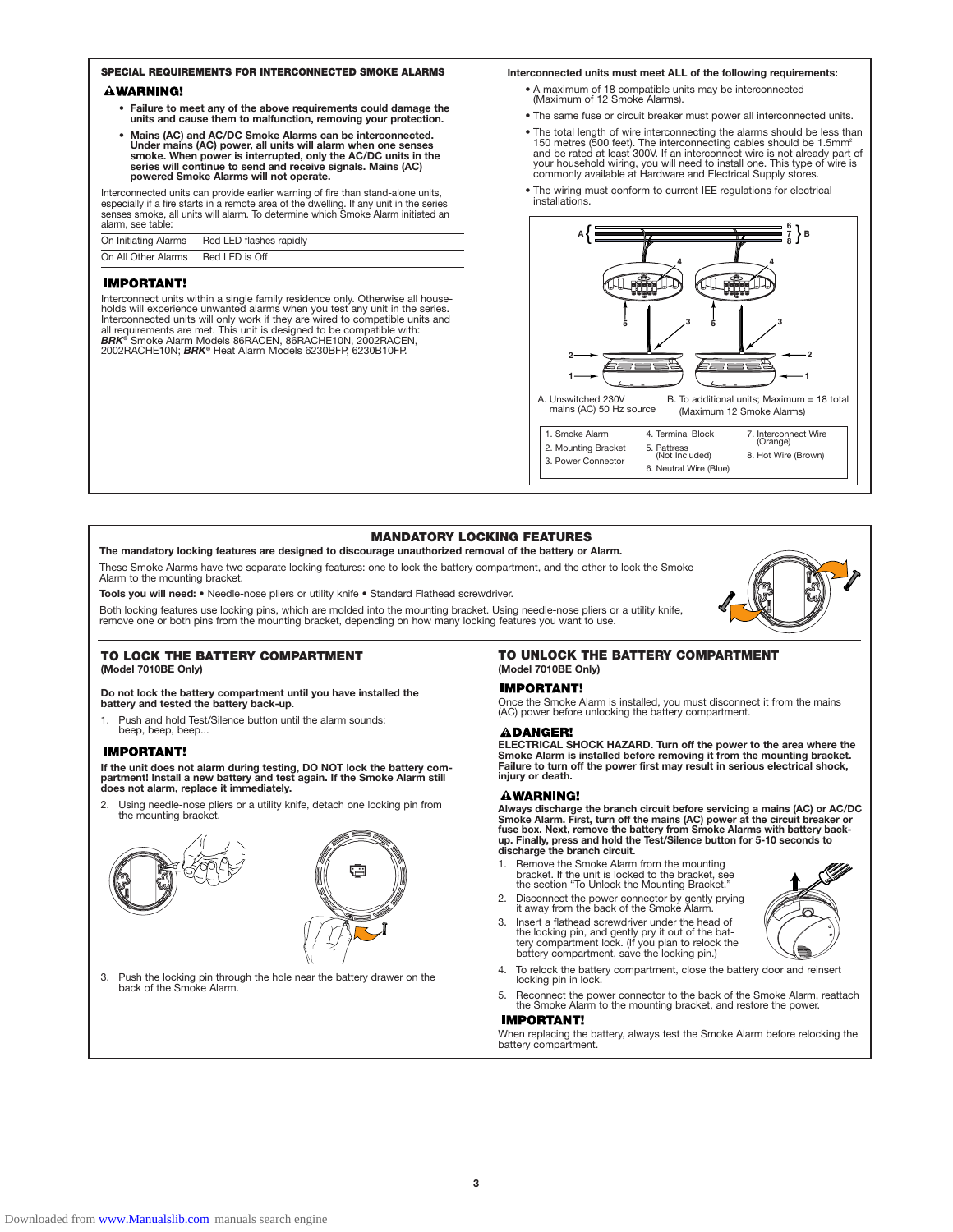## SPECIAL REQUIREMENTS FOR INTERCONNECTED SMOKE ALARMS

**⚠WARNING!**

- **Failure to meet any of the above requirements could damage the units and cause them to malfunction, removing your protection.**
- **Mains (AC) and AC/DC Smoke Alarms can be interconnected. Under mains (AC) power, all units will alarm when one senses smoke. When power is interrupted, only the AC/DC units in the series will continue to send and receive signals. Mains (AC) powered Smoke Alarms will not operate.**

Interconnected units can provide earlier warning of fire than stand-alone units, especially if a fire starts in a remote area of the dwelling. If any unit in the series senses smoke, all units will alarm. To determine which Smoke Alarm initiated an alarm, see table:

| | |
|---|---|
| On Initiating Alarms | Red LED flashes rapidly |
| On All Other Alarms | Red LED is Off |

**IMPORTANT!**

Interconnect units within a single family residence only. Otherwise all households will experience unwanted alarms when you test any unit in the series. Interconnected units will only work if wired to compatible units and all requirements are met. This unit is designed to be compatible with: ***BRK***® Smoke Alarm Models 86RACEN, 86RACHE10N, 2002RACEN, 2002RACHE10N; ***BRK***® Heat Alarm Models 6230BFP, 6230B10FP.

**Interconnected units must meet ALL of the following requirements:**

- A maximum of 18 compatible units may be interconnected (Maximum of 12 Smoke Alarms).
- The same fuse or circuit breaker must power all interconnected units.
- The total length of wire interconnecting the alarms should be less than 150 metres (500 feet). The interconnecting cables should be 1.5mm² and be rated at least 300V. If an interconnect wire is not already part of your household wiring, you will need to install one. This type of wire is commonly available at Hardware and Electrical Supply stores.
- The wiring must conform to current IEE regulations for electrical installations.

A. Unswitched 230V mains (AC) 50 Hz source

B. To additional units; Maximum = 18 total (Maximum 12 Smoke Alarms)

| | | |
|---|---|---|
| 1. Smoke Alarm | 4. Terminal Block | 7. Interconnect Wire (Orange) |
| 2. Mounting Bracket | 5. Pattress (Not Included) | 8. Hot Wire (Brown) |
| 3. Power Connector | 6. Neutral Wire (Blue) | |

## MANDATORY LOCKING FEATURES

**The mandatory locking features are designed to discourage unauthorized removal of the battery or Alarm.**

These Smoke Alarms have two separate locking features: one to lock the battery compartment, and the other to lock the Smoke Alarm to the mounting bracket.

**Tools you will need:** • Needle-nose pliers or utility knife • Standard Flathead screwdriver.

Both locking features use locking pins, which are molded into the mounting bracket. Using needle-nose pliers or a utility knife, remove one or both pins from the mounting bracket, depending on how many locking features you want to use.

### TO LOCK THE BATTERY COMPARTMENT

**(Model 7010BE Only)**

**Do not lock the battery compartment until you have installed the battery and tested the battery back-up.**

1. Push and hold Test/Silence button until the alarm sounds: beep, beep, beep...

**IMPORTANT!**

**If the unit does not alarm during testing, DO NOT lock the battery compartment! Install a new battery and test again. If the Smoke Alarm still does not alarm, replace it immediately.**

2. Using needle-nose pliers or a utility knife, detach one locking pin from the mounting bracket.
3. Push the locking pin through the hole near the battery drawer on the back of the Smoke Alarm.

### TO UNLOCK THE BATTERY COMPARTMENT

**(Model 7010BE Only)**

**IMPORTANT!**

Once the Smoke Alarm is installed, you must disconnect it from the mains (AC) power before unlocking the battery compartment.

**⚠DANGER!**

**ELECTRICAL SHOCK HAZARD. Turn off the power to the area where the Smoke Alarm is installed before removing it from the mounting bracket. Failure to turn off the power first may result in serious electrical shock, injury or death.**

**⚠WARNING!**

**Always discharge the branch circuit before servicing a mains (AC) or AC/DC Smoke Alarm. First, turn off the mains (AC) power at the circuit breaker or fuse box. Next, remove the battery from Smoke Alarms with battery back-up. Finally, press and hold the Test/Silence button for 5-10 seconds to discharge the branch circuit.**

1. Remove the Smoke Alarm from the mounting bracket. If the unit is locked to the bracket, see the section "To Unlock the Mounting Bracket."
2. Disconnect the power connector by gently prying it away from the back of the Smoke Alarm.
3. Insert a flathead screwdriver under the head of the locking pin, and gently pry it out of the battery compartment lock. (If you plan to relock the battery compartment, save the locking pin.)
4. To relock the battery compartment, close the battery door and reinsert locking pin in lock.
5. Reconnect the power connector to the back of the Smoke Alarm, reattach the Smoke Alarm to the mounting bracket, and restore the power.

**IMPORTANT!**

When replacing the battery, always test the Smoke Alarm before relocking the battery compartment.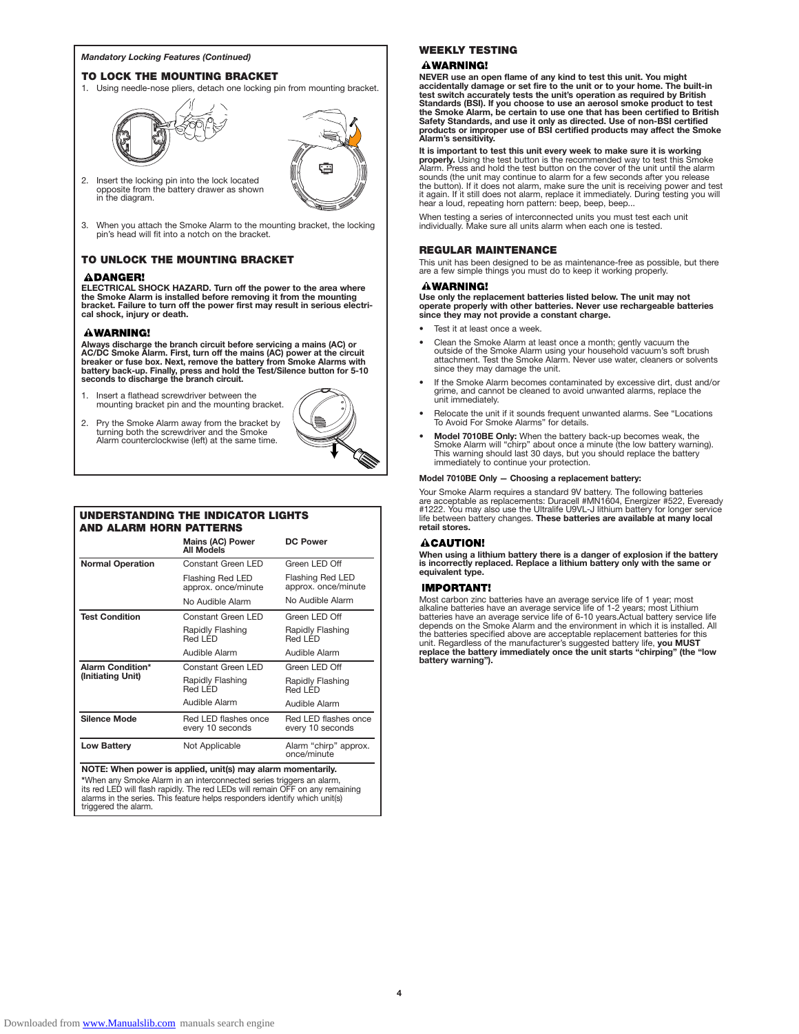*Mandatory Locking Features (Continued)*

### TO LOCK THE MOUNTING BRACKET

1. Using needle-nose pliers, detach one locking pin from mounting bracket.
2. Insert the locking pin into the lock located opposite from the battery drawer as shown in the diagram.
3. When you attach the Smoke Alarm to the mounting bracket, the locking pin's head will fit into a notch on the bracket.

### TO UNLOCK THE MOUNTING BRACKET

**⚠DANGER!**

**ELECTRICAL SHOCK HAZARD. Turn off the power to the area where the Smoke Alarm is installed before removing it from the mounting bracket. Failure to turn off the power first may result in serious electrical shock, injury or death.**

**⚠WARNING!**

**Always discharge the branch circuit before servicing a mains (AC) or AC/DC Smoke Alarm. First, turn off the mains (AC) power at the circuit breaker or fuse box. Next, remove the battery from Smoke Alarms with battery back-up. Finally, press and hold the Test/Silence button for 5-10 seconds to discharge the branch circuit.**

1. Insert a flathead screwdriver between the mounting bracket pin and the mounting bracket.
2. Pry the Smoke Alarm away from the bracket by turning both the screwdriver and the Smoke Alarm counterclockwise (left) at the same time.

### UNDERSTANDING THE INDICATOR LIGHTS AND ALARM HORN PATTERNS

| | Mains (AC) Power All Models | DC Power |
|---|---|---|
| **Normal Operation** | Constant Green LED | Green LED Off |
| | Flashing Red LED approx. once/minute | Flashing Red LED approx. once/minute |
| | No Audible Alarm | No Audible Alarm |
| **Test Condition** | Constant Green LED | Green LED Off |
| | Rapidly Flashing Red LED | Rapidly Flashing Red LED |
| | Audible Alarm | Audible Alarm |
| **Alarm Condition\* (Initiating Unit)** | Constant Green LED | Green LED Off |
| | Rapidly Flashing Red LED | Rapidly Flashing Red LED |
| | Audible Alarm | Audible Alarm |
| **Silence Mode** | Red LED flashes once every 10 seconds | Red LED flashes once every 10 seconds |
| **Low Battery** | Not Applicable | Alarm "chirp" approx. once/minute |

**NOTE: When power is applied, unit(s) may alarm momentarily.**

\*When any Smoke Alarm in an interconnected series triggers an alarm, its red LED will flash rapidly. The red LEDs will remain OFF on any remaining alarms in the series. This feature helps responders identify which unit(s) triggered the alarm.

### WEEKLY TESTING

**⚠WARNING!**

**NEVER use an open flame of any kind to test this unit. You might accidentally damage or set fire to the unit or to your home. The built-in test switch accurately tests the unit's operation as required by British Standards (BSI). If you choose to use an aerosol smoke product to test the Smoke Alarm, be certain to use one that has been certified to British Safety Standards, and use it only as directed. Use of non-BSI certified products or improper use of BSI certified products may affect the Smoke Alarm's sensitivity.**

**It is important to test this unit every week to make sure it is working properly.** Using the test button is the recommended way to test this Smoke Alarm. Press and hold the test button on the cover of the unit until the alarm sounds (the unit may continue to alarm for a few seconds after you release the button). If it does not alarm, make sure the unit is receiving power and test it again. If it still does not alarm, replace it immediately. During testing you will hear a loud, repeating horn pattern: beep, beep, beep...

When testing a series of interconnected units you must test each unit individually. Make sure all units alarm when each one is tested.

### REGULAR MAINTENANCE

This unit has been designed to be as maintenance-free as possible, but there are a few simple things you must do to keep it working properly.

**⚠WARNING!**

**Use only the replacement batteries listed below. The unit may not operate properly with other batteries. Never use rechargeable batteries since they may not provide a constant charge.**

- Test it at least once a week.
- Clean the Smoke Alarm at least once a month; gently vacuum the outside of the Smoke Alarm using your household vacuum's soft brush attachment. Test the Smoke Alarm. Never use water, cleaners or solvents since they may damage the unit.
- If the Smoke Alarm becomes contaminated by excessive dirt, dust and/or grime, and cannot be cleaned to avoid unwanted alarms, replace the unit immediately.
- Relocate the unit if it sounds frequent unwanted alarms. See "Locations To Avoid For Smoke Alarms" for details.
- **Model 7010BE Only:** When the battery back-up becomes weak, the Smoke Alarm will "chirp" about once a minute (the low battery warning). This warning should last 30 days, but you should replace the battery immediately to continue your protection.

**Model 7010BE Only — Choosing a replacement battery:**

Your Smoke Alarm requires a standard 9V battery. The following batteries are acceptable as replacements: Duracell #MN1604, Energizer #522, Eveready #1222. You may also use the Ultralife U9VL-J lithium battery for longer service life between battery changes. **These batteries are available at many local retail stores.**

**⚠CAUTION!**

**When using a lithium battery there is a danger of explosion if the battery is incorrectly replaced. Replace a lithium battery only with the same or equivalent type.**

**IMPORTANT!**

Most carbon zinc batteries have an average service life of 1 year; most alkaline batteries have an average service life of 1-2 years; most Lithium batteries have an average service life of 6-10 years.Actual battery service life depends on the Smoke Alarm and the environment in which it is installed. All the batteries specified above are acceptable replacement batteries for this unit. Regardless of the manufacturer's suggested battery life, **you MUST replace the battery immediately once the unit starts "chirping" (the "low battery warning").**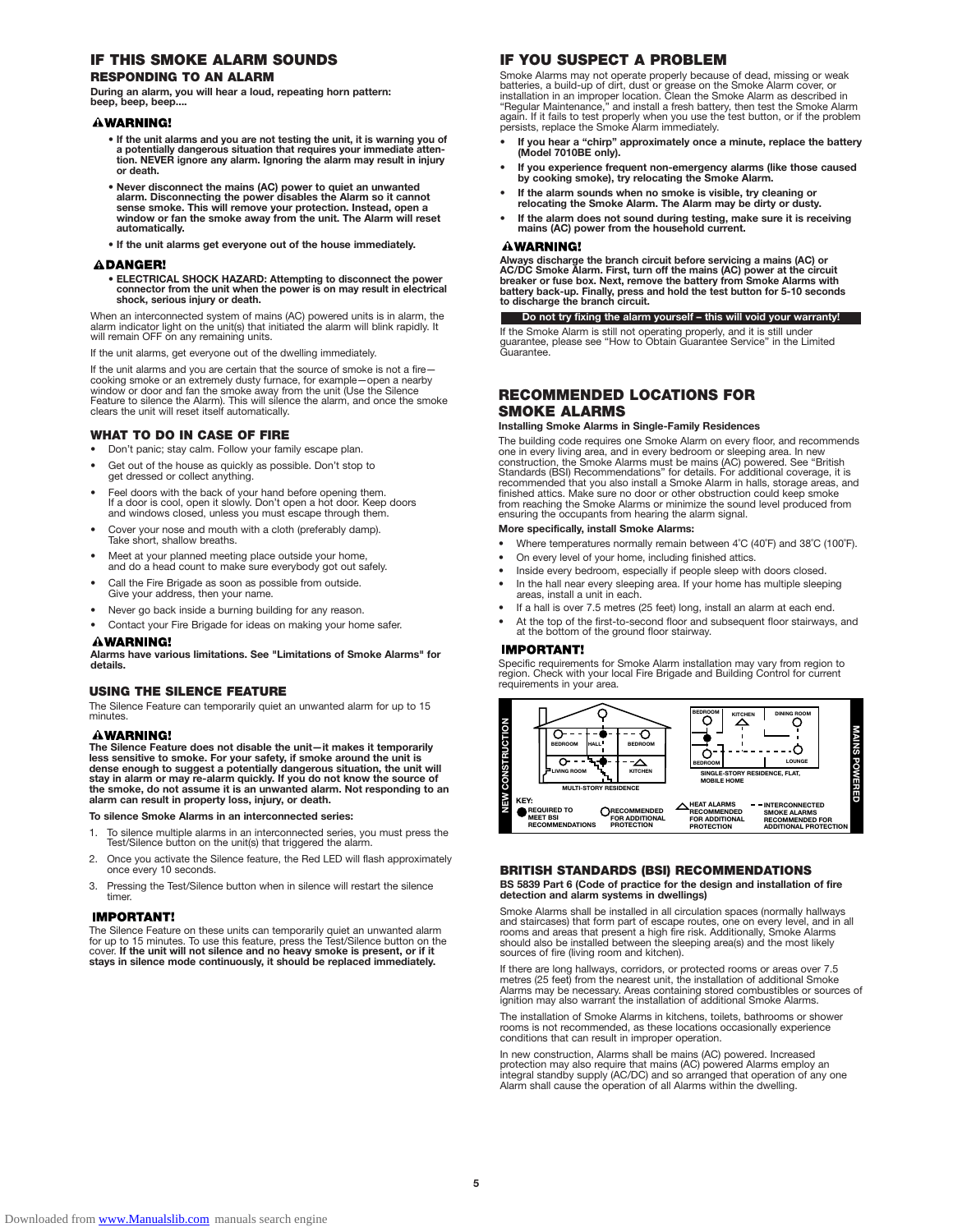## IF THIS SMOKE ALARM SOUNDS

### RESPONDING TO AN ALARM

**During an alarm, you will hear a loud, repeating horn pattern: beep, beep, beep....**

#### ⚠WARNING!

- **If the unit alarms and you are not testing the unit, it is warning you of a potentially dangerous situation that requires your immediate attention. NEVER ignore any alarm. Ignoring the alarm may result in injury or death.**
- **Never disconnect the mains (AC) power to quiet an unwanted alarm. Disconnecting the power disables the Alarm so it cannot sense smoke. This will remove your protection. Instead, open a window or fan the smoke away from the unit. The Alarm will reset automatically.**
- **If the unit alarms get everyone out of the house immediately.**

#### ⚠DANGER!

- **ELECTRICAL SHOCK HAZARD: Attempting to disconnect the power connector from the unit when the power is on may result in electrical shock, serious injury or death.**

When an interconnected system of mains (AC) powered units is in alarm, the alarm indicator light on the unit(s) that initiated the alarm will blink rapidly. It will remain OFF on any remaining units.

If the unit alarms, get everyone out of the dwelling immediately.

If the unit alarms and you are certain that the source of smoke is not a fire—cooking smoke or an extremely dusty furnace, for example—open a nearby window or door and fan the smoke away from the unit (Use the Silence Feature to silence the Alarm). This will silence the alarm, and once the smoke clears the unit will reset itself automatically.

### WHAT TO DO IN CASE OF FIRE

- Don't panic; stay calm. Follow your family escape plan.
- Get out of the house as quickly as possible. Don't stop to get dressed or collect anything.
- Feel doors with the back of your hand before opening them. If a door is cool, open it slowly. Don't open a hot door. Keep doors and windows closed, unless you must escape through them.
- Cover your nose and mouth with a cloth (preferably damp). Take short, shallow breaths.
- Meet at your planned meeting place outside your home, and do a head count to make sure everybody got out safely.
- Call the Fire Brigade as soon as possible from outside. Give your address, then your name.
- Never go back inside a burning building for any reason.
- Contact your Fire Brigade for ideas on making your home safer.

#### ⚠WARNING!

**Alarms have various limitations. See "Limitations of Smoke Alarms" for details.**

### USING THE SILENCE FEATURE

The Silence Feature can temporarily quiet an unwanted alarm for up to 15 minutes.

#### ⚠WARNING!

**The Silence Feature does not disable the unit—it makes it temporarily less sensitive to smoke. For your safety, if smoke around the unit is dense enough to suggest a potentially dangerous situation, the unit will stay in alarm or may re-alarm quickly. If you do not know the source of the smoke, do not assume it is an unwanted alarm. Not responding to an alarm can result in property loss, injury, or death.**

**To silence Smoke Alarms in an interconnected series:**

1. To silence multiple alarms in an interconnected series, you must press the Test/Silence button on the unit(s) that triggered the alarm.
2. Once you activate the Silence feature, the Red LED will flash approximately once every 10 seconds.
3. Pressing the Test/Silence button when in silence will restart the silence timer.

#### IMPORTANT!

The Silence Feature on these units can temporarily quiet an unwanted alarm for up to 15 minutes. To use this feature, press the Test/Silence button on the cover. **If the unit will not silence and no heavy smoke is present, or if it stays in silence mode continuously, it should be replaced immediately.**

## IF YOU SUSPECT A PROBLEM

Smoke Alarms may not operate properly because of dead, missing or weak batteries, a build-up of dirt, dust or grease on the Smoke Alarm cover, or installation in an improper location. Clean the Smoke Alarm as described in "Regular Maintenance," and install a fresh battery, then test the Smoke Alarm again. If it fails to test properly when you use the test button, or if the problem persists, replace the Smoke Alarm immediately.

- **If you hear a "chirp" approximately once a minute, replace the battery (Model 7010BE only).**
- **If you experience frequent non-emergency alarms (like those caused by cooking smoke), try relocating the Smoke Alarm.**
- **If the alarm sounds when no smoke is visible, try cleaning or relocating the Smoke Alarm. The Alarm may be dirty or dusty.**
- **If the alarm does not sound during testing, make sure it is receiving mains (AC) power from the household current.**

#### ⚠WARNING!

**Always discharge the branch circuit before servicing a mains (AC) or AC/DC Smoke Alarm. First, turn off the mains (AC) power at the circuit breaker or fuse box. Next, remove the battery from Smoke Alarms with battery back-up. Finally, press and hold the test button for 5-10 seconds to discharge the branch circuit.**

**Do not try fixing the alarm yourself – this will void your warranty!**

If the Smoke Alarm is still not operating properly, and it is still under guarantee, please see "How to Obtain Guarantee Service" in the Limited Guarantee.

## RECOMMENDED LOCATIONS FOR SMOKE ALARMS

**Installing Smoke Alarms in Single-Family Residences**

The building code requires one Smoke Alarm on every floor, and recommends one in every living area, and in every bedroom or sleeping area. In new construction, the Smoke Alarms must be mains (AC) powered. See "British Standards (BSI) Recommendations" for details. For additional coverage, it is recommended that you also install a Smoke Alarm in halls, storage areas, and finished attics. Make sure no door or other obstruction could keep smoke from reaching the Smoke Alarms or minimize the sound level produced from ensuring the occupants from hearing the alarm signal.

**More specifically, install Smoke Alarms:**

- Where temperatures normally remain between 4˚C (40˚F) and 38˚C (100˚F).
- On every level of your home, including finished attics.
- Inside every bedroom, especially if people sleep with doors closed.
- In the hall near every sleeping area. If your home has multiple sleeping areas, install a unit in each.
- If a hall is over 7.5 metres (25 feet) long, install an alarm at each end.
- At the top of the first-to-second floor and subsequent floor stairways, and at the bottom of the ground floor stairway.

#### IMPORTANT!

Specific requirements for Smoke Alarm installation may vary from region to region. Check with your local Fire Brigade and Building Control for current requirements in your area.

NEW CONSTRUCTION — MAINS POWERED

BEDROOM, HALL, BEDROOM, LIVING ROOM, KITCHEN — MULTI-STORY RESIDENCE

BEDROOM, KITCHEN, DINING ROOM, BEDROOM, LOUNGE — SINGLE-STORY RESIDENCE, FLAT, MOBILE HOME

KEY: ● REQUIRED TO MEET BSI RECOMMENDATIONS; ○ RECOMMENDED FOR ADDITIONAL PROTECTION; △ HEAT ALARMS RECOMMENDED FOR ADDITIONAL PROTECTION; - - INTERCONNECTED SMOKE ALARMS RECOMMENDED FOR ADDITIONAL PROTECTION

### BRITISH STANDARDS (BSI) RECOMMENDATIONS

**BS 5839 Part 6 (Code of practice for the design and installation of fire detection and alarm systems in dwellings)**

Smoke Alarms shall be installed in all circulation spaces (normally hallways and staircases) that form part of escape routes, one on every level, and in all rooms and areas that present a high fire risk. Additionally, Smoke Alarms should also be installed between the sleeping area(s) and the most likely sources of fire (living room and kitchen).

If there are long hallways, corridors, or protected rooms or areas over 7.5 metres (25 feet) from the nearest unit, the installation of additional Smoke Alarms may be necessary. Areas containing stored combustibles or sources of ignition may also warrant the installation of additional Smoke Alarms.

The installation of Smoke Alarms in kitchens, toilets, bathrooms or shower rooms is not recommended, as these locations occasionally experience conditions that can result in improper operation.

In new construction, Alarms shall be mains (AC) powered. Increased protection may also require that mains (AC) powered Alarms employ an integral standby supply (AC/DC) and so arranged that operation of any one Alarm shall cause the operation of all Alarms within the dwelling.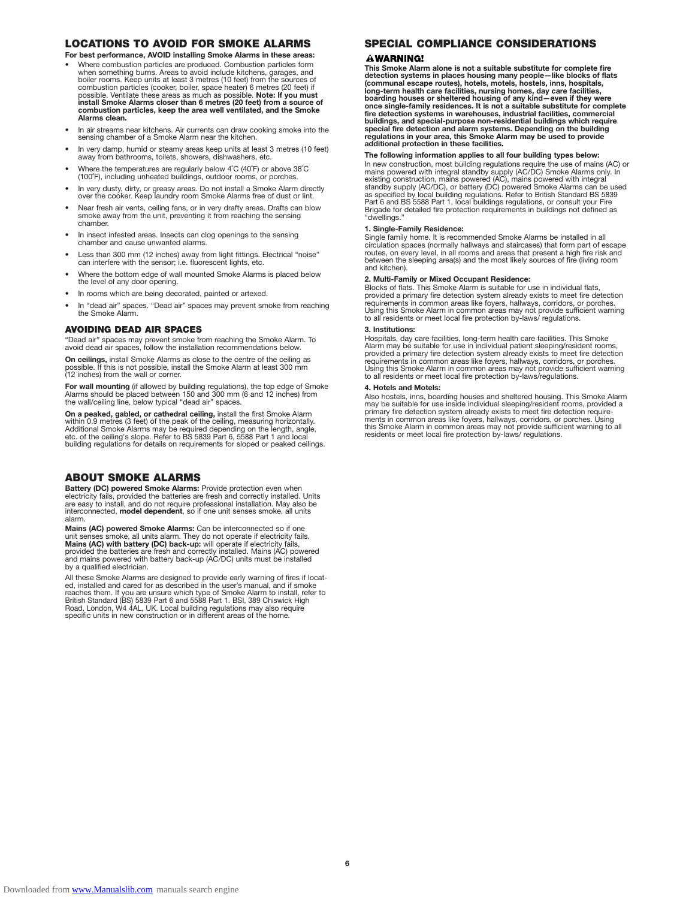## LOCATIONS TO AVOID FOR SMOKE ALARMS

**For best performance, AVOID installing Smoke Alarms in these areas:**

- Where combustion particles are produced. Combustion particles form when something burns. Areas to avoid include kitchens, garages, and boiler rooms. Keep units at least 3 metres (10 feet) from the sources of combustion particles (cooker, boiler, space heater) 6 metres (20 feet) if possible. Ventilate these areas as much as possible. **Note: If you must install Smoke Alarms closer than 6 metres (20 feet) from a source of combustion particles, keep the area well ventilated, and the Smoke Alarms clean.**
- In air streams near kitchens. Air currents can draw cooking smoke into the sensing chamber of a Smoke Alarm near the kitchen.
- In very damp, humid or steamy areas keep units at least 3 metres (10 feet) away from bathrooms, toilets, showers, dishwashers, etc.
- Where the temperatures are regularly below 4˚C (40˚F) or above 38˚C (100˚F), including unheated buildings, outdoor rooms, or porches.
- In very dusty, dirty, or greasy areas. Do not install a Smoke Alarm directly over the cooker. Keep laundry room Smoke Alarms free of dust or lint.
- Near fresh air vents, ceiling fans, or in very drafty areas. Drafts can blow smoke away from the unit, preventing it from reaching the sensing chamber.
- In insect infested areas. Insects can clog openings to the sensing chamber and cause unwanted alarms.
- Less than 300 mm (12 inches) away from light fittings. Electrical "noise" can interfere with the sensor; i.e. fluorescent lights, etc.
- Where the bottom edge of wall mounted Smoke Alarms is placed below the level of any door opening.
- In rooms which are being decorated, painted or artexed.
- In "dead air" spaces. "Dead air" spaces may prevent smoke from reaching the Smoke Alarm.

### AVOIDING DEAD AIR SPACES

"Dead air" spaces may prevent smoke from reaching the Smoke Alarm. To avoid dead air spaces, follow the installation recommendations below.

**On ceilings,** install Smoke Alarms as close to the centre of the ceiling as possible. If this is not possible, install the Smoke Alarm at least 300 mm (12 inches) from the wall or corner.

**For wall mounting** (if allowed by building regulations), the top edge of Smoke Alarms should be placed between 150 and 300 mm (6 and 12 inches) from the wall/ceiling line, below typical "dead air" spaces.

**On a peaked, gabled, or cathedral ceiling,** install the first Smoke Alarm within 0.9 metres (3 feet) of the peak of the ceiling, measuring horizontally. Additional Smoke Alarms may be required depending on the length, angle, etc. of the ceiling's slope. Refer to BS 5839 Part 6, 5588 Part 1 and local building regulations for details on requirements for sloped or peaked ceilings.

## ABOUT SMOKE ALARMS

**Battery (DC) powered Smoke Alarms:** Provide protection even when electricity fails, provided the batteries are fresh and correctly installed. Units are easy to install, and do not require professional installation. May also be interconnected, **model dependent**, so if one unit senses smoke, all units alarm.

**Mains (AC) powered Smoke Alarms:** Can be interconnected so if one unit senses smoke, all units alarm. They do not operate if electricity fails.
**Mains (AC) with battery (DC) back-up:** will operate if electricity fails, provided the batteries are fresh and correctly installed. Mains (AC) powered and mains powered with battery back-up (AC/DC) units must be installed by a qualified electrician.

All these Smoke Alarms are designed to provide early warning of fires if located, installed and cared for as described in the user's manual, and if smoke reaches them. If you are unsure which type of Smoke Alarm to install, refer to British Standard (BS) 5839 Part 6 and 5588 Part 1. BSI, 389 Chiswick High Road, London, W4 4AL, UK. Local building regulations may also require specific units in new construction or in different areas of the home.

## SPECIAL COMPLIANCE CONSIDERATIONS

### ⚠WARNING!

**This Smoke Alarm alone is not a suitable substitute for complete fire detection systems in places housing many people—like blocks of flats (communal escape routes), hotels, motels, hostels, inns, hospitals, long-term health care facilities, nursing homes, day care facilities, boarding houses or sheltered housing of any kind—even if they were once single-family residences. It is not a suitable substitute for complete fire detection systems in warehouses, industrial facilities, commercial buildings, and special-purpose non-residential buildings which require special fire detection and alarm systems. Depending on the building regulations in your area, this Smoke Alarm may be used to provide additional protection in these facilities.**

**The following information applies to all four building types below:**
In new construction, most building regulations require the use of mains (AC) or mains powered with integral standby supply (AC/DC) Smoke Alarms only. In existing construction, mains powered (AC), mains powered with integral standby supply (AC/DC), or battery (DC) powered Smoke Alarms can be used as specified by local building regulations. Refer to British Standard BS 5839 Part 6 and BS 5588 Part 1, local buildings regulations, or consult your Fire Brigade for detailed fire protection requirements in buildings not defined as "dwellings."

**1. Single-Family Residence:**
Single family home. It is recommended Smoke Alarms be installed in all circulation spaces (normally hallways and staircases) that form part of escape routes, on every level, in all rooms and areas that present a high fire risk and between the sleeping area(s) and the most likely sources of fire (living room and kitchen).

**2. Multi-Family or Mixed Occupant Residence:**
Blocks of flats. This Smoke Alarm is suitable for use in individual flats, provided a primary fire detection system already exists to meet fire detection requirements in common areas like foyers, hallways, corridors, or porches. Using this Smoke Alarm in common areas may not provide sufficient warning to all residents or meet local fire protection by-laws/ regulations.

**3. Institutions:**
Hospitals, day care facilities, long-term health care facilities. This Smoke Alarm may be suitable for use in individual patient sleeping/resident rooms, provided a primary fire detection system already exists to meet fire detection requirements in common areas like foyers, hallways, corridors, or porches. Using this Smoke Alarm in common areas may not provide sufficient warning to all residents or meet local fire protection by-laws/regulations.

**4. Hotels and Motels:**
Also hostels, inns, boarding houses and sheltered housing. This Smoke Alarm may be suitable for use inside individual sleeping/resident rooms, provided a primary fire detection system already exists to meet fire detection requirements in common areas like foyers, hallways, corridors, or porches. Using this Smoke Alarm in common areas may not provide sufficient warning to all residents or meet local fire protection by-laws/ regulations.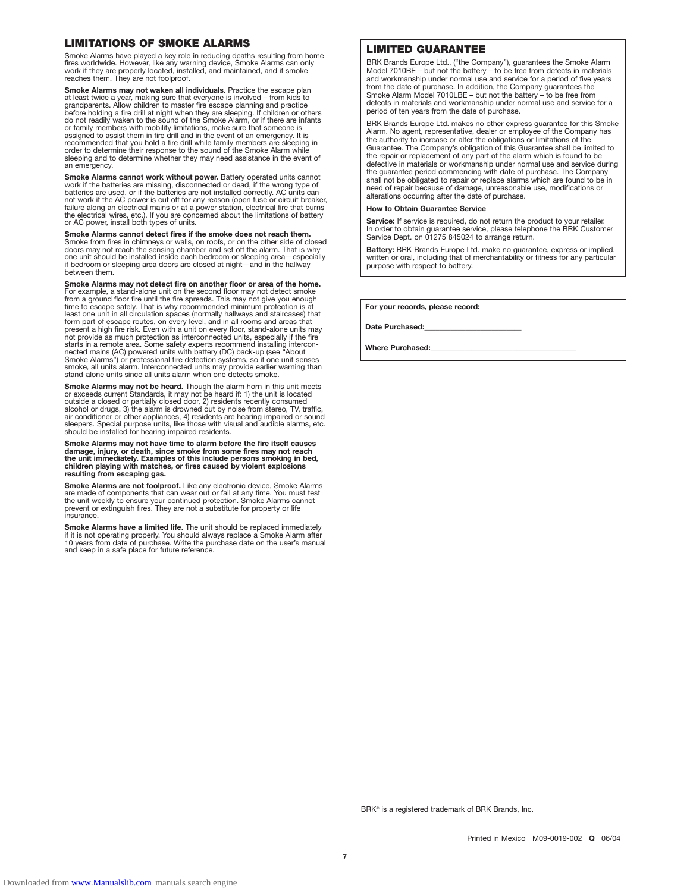## LIMITATIONS OF SMOKE ALARMS

Smoke Alarms have played a key role in reducing deaths resulting from home fires worldwide. However, like any warning device, Smoke Alarms can only work if they are properly located, installed, and maintained, and if smoke reaches them. They are not foolproof.

**Smoke Alarms may not waken all individuals.** Practice the escape plan at least twice a year, making sure that everyone is involved – from kids to grandparents. Allow children to master fire escape planning and practice before holding a fire drill at night when they are sleeping. If children or others do not readily waken to the sound of the Smoke Alarm, or if there are infants or family members with mobility limitations, make sure that someone is assigned to assist them in fire drill and in the event of an emergency. It is recommended that you hold a fire drill while family members are sleeping in order to determine their response to the sound of the Smoke Alarm while sleeping and to determine whether they may need assistance in the event of an emergency.

**Smoke Alarms cannot work without power.** Battery operated units cannot work if the batteries are missing, disconnected or dead, if the wrong type of batteries are used, or if the batteries are not installed correctly. AC units cannot work if the AC power is cut off for any reason (open fuse or circuit breaker, failure along an electrical mains or at a power station, electrical fire that burns the electrical wires, etc.). If you are concerned about the limitations of battery or AC power, install both types of units.

**Smoke Alarms cannot detect fires if the smoke does not reach them.** Smoke from fires in chimneys or walls, on roofs, or on the other side of closed doors may not reach the sensing chamber and set off the alarm. That is why one unit should be installed inside each bedroom or sleeping area—especially if bedroom or sleeping area doors are closed at night—and in the hallway between them.

**Smoke Alarms may not detect fire on another floor or area of the home.** For example, a stand-alone unit on the second floor may not detect smoke from a ground floor fire until the fire spreads. This may not give you enough time to escape safely. That is why recommended minimum protection is at least one unit in all circulation spaces (normally hallways and staircases) that form part of escape routes, on every level, and in all rooms and areas that present a high fire risk. Even with a unit on every floor, stand-alone units may not provide as much protection as interconnected units, especially if the fire starts in a remote area. Some safety experts recommend installing interconnected mains (AC) powered units with battery (DC) back-up (see "About Smoke Alarms") or professional fire detection systems, so if one unit senses smoke, all units alarm. Interconnected units may provide earlier warning than stand-alone units since all units alarm when one detects smoke.

**Smoke Alarms may not be heard.** Though the alarm horn in this unit meets or exceeds current Standards, it may not be heard if: 1) the unit is located outside a closed or partially closed door, 2) residents recently consumed alcohol or drugs, 3) the alarm is drowned out by noise from stereo, TV, traffic, air conditioner or other appliances, 4) residents are hearing impaired or sound sleepers. Special purpose units, like those with visual and audible alarms, etc. should be installed for hearing impaired residents.

**Smoke Alarms may not have time to alarm before the fire itself causes damage, injury, or death, since smoke from some fires may not reach the unit immediately. Examples of this include persons smoking in bed, children playing with matches, or fires caused by violent explosions resulting from escaping gas.**

**Smoke Alarms are not foolproof.** Like any electronic device, Smoke Alarms are made of components that can wear out or fail at any time. You must test the unit weekly to ensure your continued protection. Smoke Alarms cannot prevent or extinguish fires. They are not a substitute for property or life insurance.

**Smoke Alarms have a limited life.** The unit should be replaced immediately if it is not operating properly. You should always replace a Smoke Alarm after 10 years from date of purchase. Write the purchase date on the user's manual and keep in a safe place for future reference.

## LIMITED GUARANTEE

BRK Brands Europe Ltd., ("the Company"), guarantees the Smoke Alarm Model 7010BE – but not the battery – to be free from defects in materials and workmanship under normal use and service for a period of five years from the date of purchase. In addition, the Company guarantees the Smoke Alarm Model 7010LBE – but not the battery – to be free from defects in materials and workmanship under normal use and service for a period of ten years from the date of purchase.

BRK Brands Europe Ltd. makes no other express guarantee for this Smoke Alarm. No agent, representative, dealer or employee of the Company has the authority to increase or alter the obligations or limitations of the Guarantee. The Company's obligation of this Guarantee shall be limited to the repair or replacement of any part of the alarm which is found to be defective in materials or workmanship under normal use and service during the guarantee period commencing with date of purchase. The Company shall not be obligated to repair or replace alarms which are found to be in need of repair because of damage, unreasonable use, modifications or alterations occurring after the date of purchase.

**How to Obtain Guarantee Service**

**Service:** If service is required, do not return the product to your retailer. In order to obtain guarantee service, please telephone the BRK Customer Service Dept. on 01275 845024 to arrange return.

**Battery:** BRK Brands Europe Ltd. make no guarantee, express or implied, written or oral, including that of merchantability or fitness for any particular purpose with respect to battery.

**For your records, please record:**

**Date Purchased:**_______________________

**Where Purchased:**___________________________________

BRK® is a registered trademark of BRK Brands, Inc.

Printed in Mexico M09-0019-002 **Q** 06/04